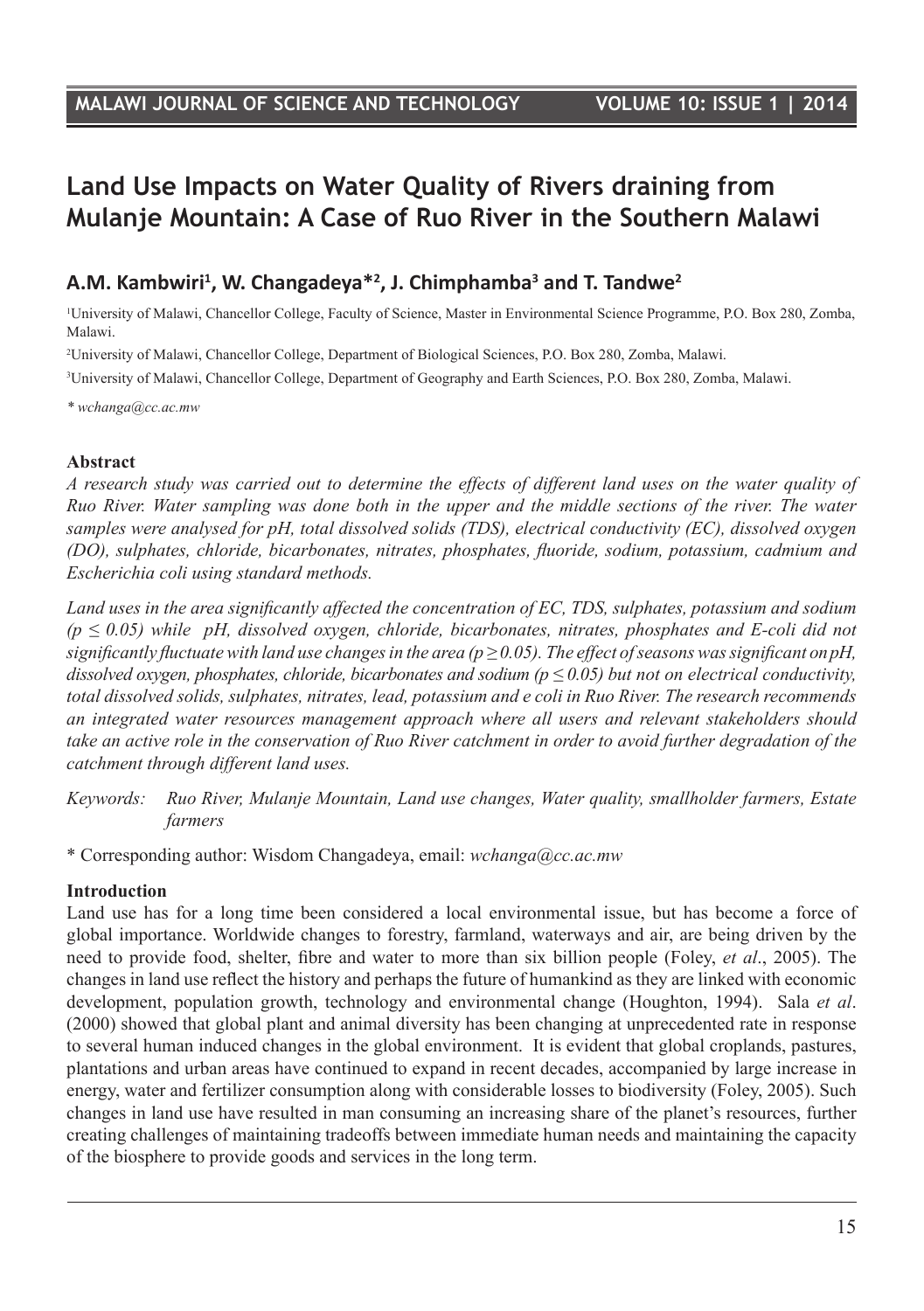# Land Use Impacts on Water Quality of Rivers draining from Mulanje Mountain: A Case of Ruo River in the Southern Malawi

## A.M. Kambwiri[1], W. Changadeya*[2], J. Chimphamba[3] and T. Tandwe[2]

[1]University of Malawi, Chancellor College, Faculty of Science, Master in Environmental Science Programme, P.O. Box 280, Zomba, Malawi.

[2]University of Malawi, Chancellor College, Department of Biological Sciences, P.O. Box 280, Zomba, Malawi.

[3]University of Malawi, Chancellor College, Department of Geography and Earth Sciences, P.O. Box 280, Zomba, Malawi.

*\* wchanga@cc.ac.mw*

**Abstract**

*A research study was carried out to determine the effects of different land uses on the water quality of Ruo River. Water sampling was done both in the upper and the middle sections of the river. The water samples were analysed for pH, total dissolved solids (TDS), electrical conductivity (EC), dissolved oxygen (DO), sulphates, chloride, bicarbonates, nitrates, phosphates, fluoride, sodium, potassium, cadmium and Escherichia coli using standard methods.*

*Land uses in the area significantly affected the concentration of EC, TDS, sulphates, potassium and sodium ($p \leq 0.05$) while pH, dissolved oxygen, chloride, bicarbonates, nitrates, phosphates and E-coli did not significantly fluctuate with land use changes in the area ($p \geq 0.05$). The effect of seasons was significant on pH, dissolved oxygen, phosphates, chloride, bicarbonates and sodium ($p \leq 0.05$) but not on electrical conductivity, total dissolved solids, sulphates, nitrates, lead, potassium and e coli in Ruo River. The research recommends an integrated water resources management approach where all users and relevant stakeholders should take an active role in the conservation of Ruo River catchment in order to avoid further degradation of the catchment through different land uses.*

*Keywords: Ruo River, Mulanje Mountain, Land use changes, Water quality, smallholder farmers, Estate farmers*

\* Corresponding author: Wisdom Changadeya, email: *wchanga@cc.ac.mw*

**Introduction**

Land use has for a long time been considered a local environmental issue, but has become a force of global importance. Worldwide changes to forestry, farmland, waterways and air, are being driven by the need to provide food, shelter, fibre and water to more than six billion people (Foley, *et al*., 2005). The changes in land use reflect the history and perhaps the future of humankind as they are linked with economic development, population growth, technology and environmental change (Houghton, 1994). Sala *et al*. (2000) showed that global plant and animal diversity has been changing at unprecedented rate in response to several human induced changes in the global environment. It is evident that global croplands, pastures, plantations and urban areas have continued to expand in recent decades, accompanied by large increase in energy, water and fertilizer consumption along with considerable losses to biodiversity (Foley, 2005). Such changes in land use have resulted in man consuming an increasing share of the planet's resources, further creating challenges of maintaining tradeoffs between immediate human needs and maintaining the capacity of the biosphere to provide goods and services in the long term.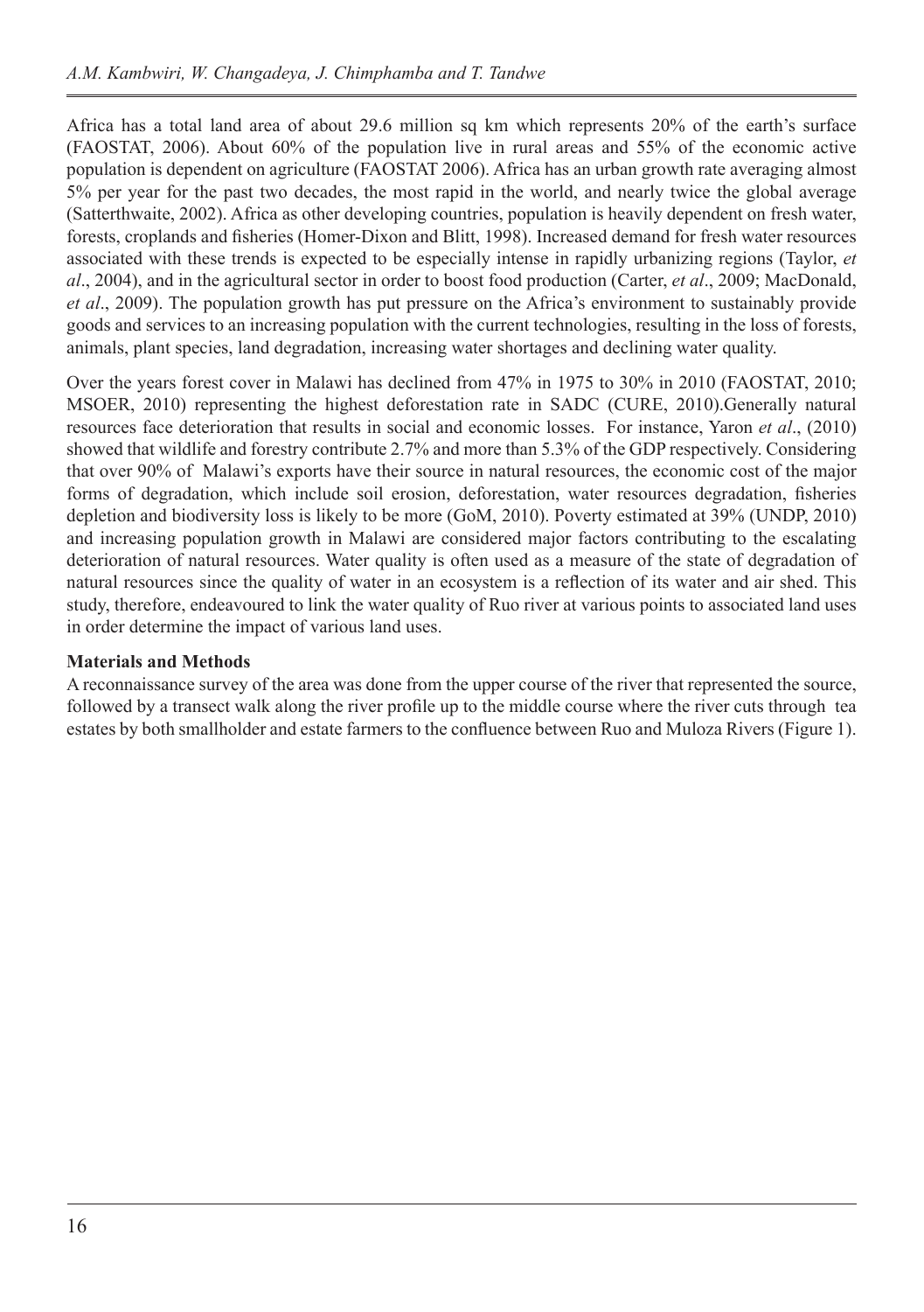Africa has a total land area of about 29.6 million sq km which represents 20% of the earth's surface (FAOSTAT, 2006). About 60% of the population live in rural areas and 55% of the economic active population is dependent on agriculture (FAOSTAT 2006). Africa has an urban growth rate averaging almost 5% per year for the past two decades, the most rapid in the world, and nearly twice the global average (Satterthwaite, 2002). Africa as other developing countries, population is heavily dependent on fresh water, forests, croplands and fisheries (Homer-Dixon and Blitt, 1998). Increased demand for fresh water resources associated with these trends is expected to be especially intense in rapidly urbanizing regions (Taylor, *et al*., 2004), and in the agricultural sector in order to boost food production (Carter, *et al*., 2009; MacDonald, *et al*., 2009). The population growth has put pressure on the Africa's environment to sustainably provide goods and services to an increasing population with the current technologies, resulting in the loss of forests, animals, plant species, land degradation, increasing water shortages and declining water quality.

Over the years forest cover in Malawi has declined from 47% in 1975 to 30% in 2010 (FAOSTAT, 2010; MSOER, 2010) representing the highest deforestation rate in SADC (CURE, 2010).Generally natural resources face deterioration that results in social and economic losses. For instance, Yaron *et al*., (2010) showed that wildlife and forestry contribute 2.7% and more than 5.3% of the GDP respectively. Considering that over 90% of Malawi's exports have their source in natural resources, the economic cost of the major forms of degradation, which include soil erosion, deforestation, water resources degradation, fisheries depletion and biodiversity loss is likely to be more (GoM, 2010). Poverty estimated at 39% (UNDP, 2010) and increasing population growth in Malawi are considered major factors contributing to the escalating deterioration of natural resources. Water quality is often used as a measure of the state of degradation of natural resources since the quality of water in an ecosystem is a reflection of its water and air shed. This study, therefore, endeavoured to link the water quality of Ruo river at various points to associated land uses in order determine the impact of various land uses.

## Materials and Methods

A reconnaissance survey of the area was done from the upper course of the river that represented the source, followed by a transect walk along the river profile up to the middle course where the river cuts through tea estates by both smallholder and estate farmers to the confluence between Ruo and Muloza Rivers (Figure 1).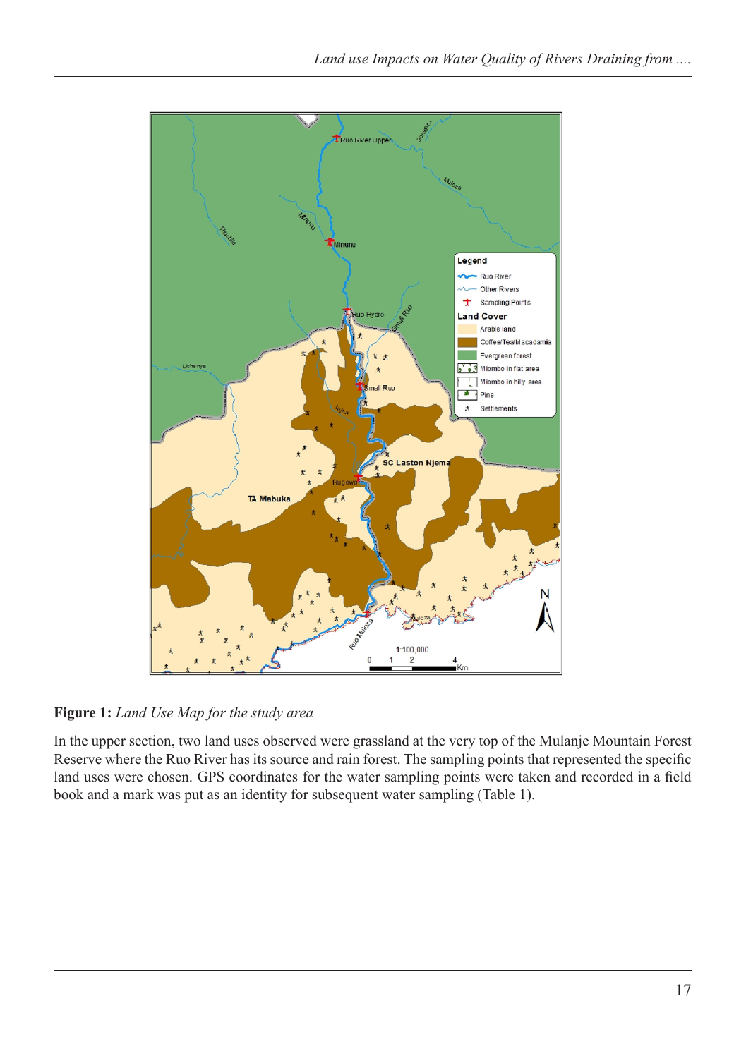**Figure 1:** *Land Use Map for the study area*

In the upper section, two land uses observed were grassland at the very top of the Mulanje Mountain Forest Reserve where the Ruo River has its source and rain forest. The sampling points that represented the specific land uses were chosen. GPS coordinates for the water sampling points were taken and recorded in a field book and a mark was put as an identity for subsequent water sampling (Table 1).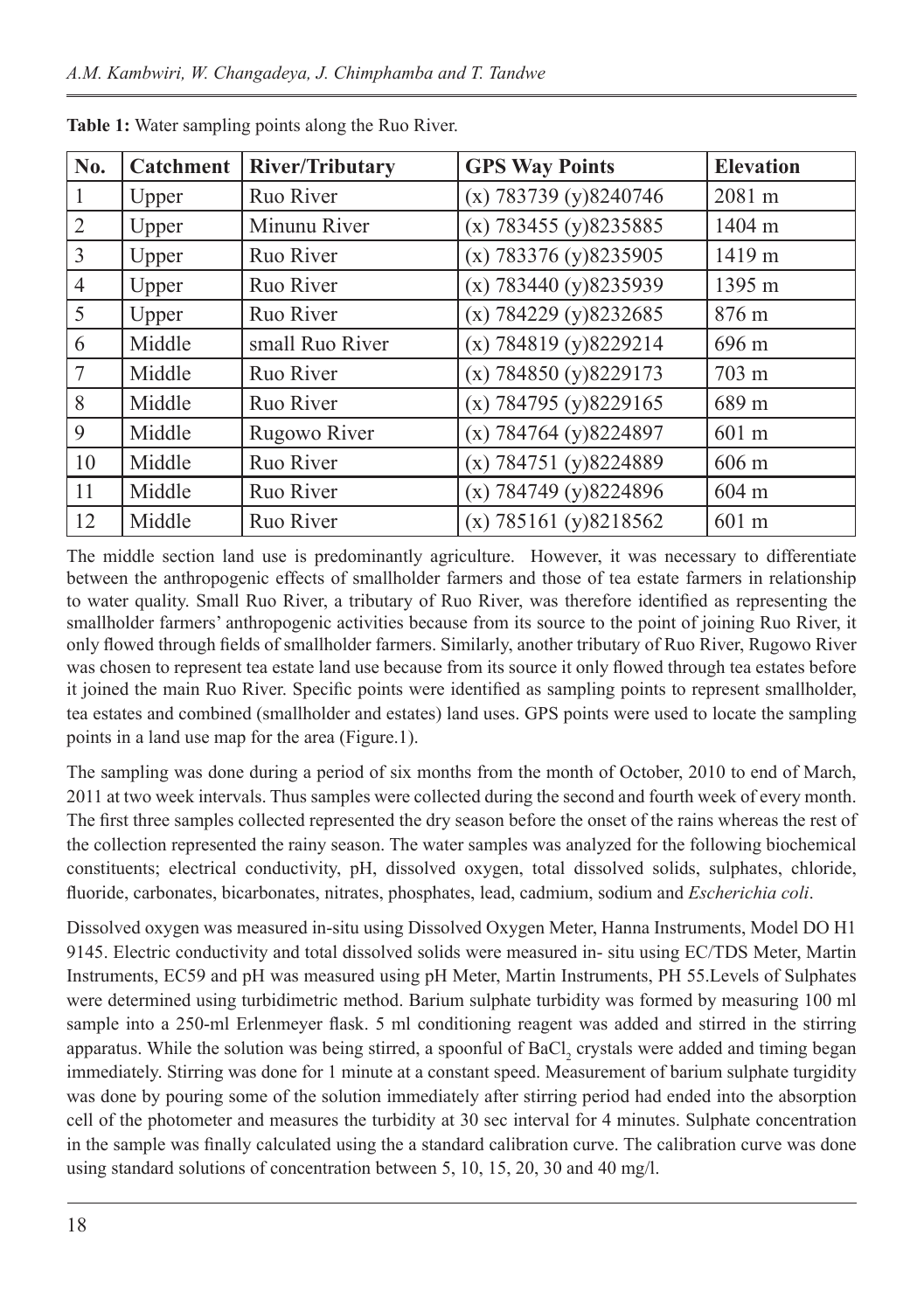**Table 1:** Water sampling points along the Ruo River.

| No. | Catchment | River/Tributary | GPS Way Points | Elevation |
|---|---|---|---|---|
| 1 | Upper | Ruo River | (x) 783739 (y)8240746 | 2081 m |
| 2 | Upper | Minunu River | (x) 783455 (y)8235885 | 1404 m |
| 3 | Upper | Ruo River | (x) 783376 (y)8235905 | 1419 m |
| 4 | Upper | Ruo River | (x) 783440 (y)8235939 | 1395 m |
| 5 | Upper | Ruo River | (x) 784229 (y)8232685 | 876 m |
| 6 | Middle | small Ruo River | (x) 784819 (y)8229214 | 696 m |
| 7 | Middle | Ruo River | (x) 784850 (y)8229173 | 703 m |
| 8 | Middle | Ruo River | (x) 784795 (y)8229165 | 689 m |
| 9 | Middle | Rugowo River | (x) 784764 (y)8224897 | 601 m |
| 10 | Middle | Ruo River | (x) 784751 (y)8224889 | 606 m |
| 11 | Middle | Ruo River | (x) 784749 (y)8224896 | 604 m |
| 12 | Middle | Ruo River | (x) 785161 (y)8218562 | 601 m |

The middle section land use is predominantly agriculture. However, it was necessary to differentiate between the anthropogenic effects of smallholder farmers and those of tea estate farmers in relationship to water quality. Small Ruo River, a tributary of Ruo River, was therefore identified as representing the smallholder farmers' anthropogenic activities because from its source to the point of joining Ruo River, it only flowed through fields of smallholder farmers. Similarly, another tributary of Ruo River, Rugowo River was chosen to represent tea estate land use because from its source it only flowed through tea estates before it joined the main Ruo River. Specific points were identified as sampling points to represent smallholder, tea estates and combined (smallholder and estates) land uses. GPS points were used to locate the sampling points in a land use map for the area (Figure.1).

The sampling was done during a period of six months from the month of October, 2010 to end of March, 2011 at two week intervals. Thus samples were collected during the second and fourth week of every month. The first three samples collected represented the dry season before the onset of the rains whereas the rest of the collection represented the rainy season. The water samples was analyzed for the following biochemical constituents; electrical conductivity, pH, dissolved oxygen, total dissolved solids, sulphates, chloride, fluoride, carbonates, bicarbonates, nitrates, phosphates, lead, cadmium, sodium and *Escherichia coli*.

Dissolved oxygen was measured in-situ using Dissolved Oxygen Meter, Hanna Instruments, Model DO H1 9145. Electric conductivity and total dissolved solids were measured in- situ using EC/TDS Meter, Martin Instruments, EC59 and pH was measured using pH Meter, Martin Instruments, PH 55.Levels of Sulphates were determined using turbidimetric method. Barium sulphate turbidity was formed by measuring 100 ml sample into a 250-ml Erlenmeyer flask. 5 ml conditioning reagent was added and stirred in the stirring apparatus. While the solution was being stirred, a spoonful of $BaCl_2$ crystals were added and timing began immediately. Stirring was done for 1 minute at a constant speed. Measurement of barium sulphate turgidity was done by pouring some of the solution immediately after stirring period had ended into the absorption cell of the photometer and measures the turbidity at 30 sec interval for 4 minutes. Sulphate concentration in the sample was finally calculated using the a standard calibration curve. The calibration curve was done using standard solutions of concentration between 5, 10, 15, 20, 30 and 40 mg/l.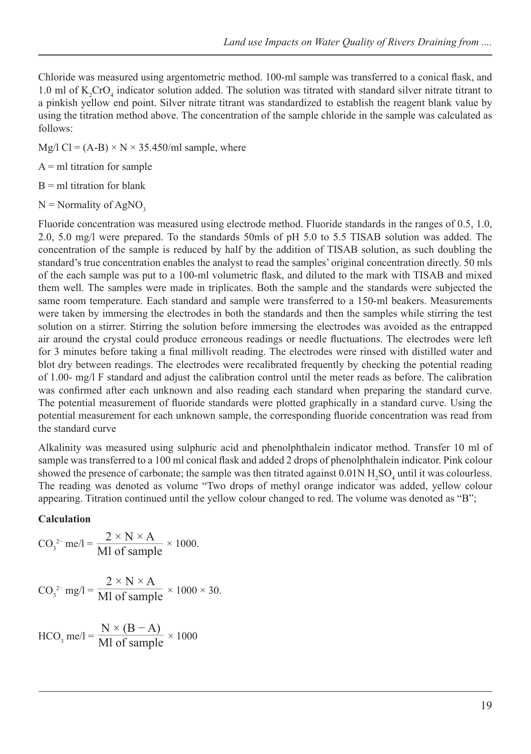Chloride was measured using argentometric method. 100-ml sample was transferred to a conical flask, and 1.0 ml of $K_2CrO_4$ indicator solution added. The solution was titrated with standard silver nitrate titrant to a pinkish yellow end point. Silver nitrate titrant was standardized to establish the reagent blank value by using the titration method above. The concentration of the sample chloride in the sample was calculated as follows:

Mg/l Cl = (A-B) × N × 35.450/ml sample, where

A = ml titration for sample

B = ml titration for blank

N = Normality of $AgNO_3$

Fluoride concentration was measured using electrode method. Fluoride standards in the ranges of 0.5, 1.0, 2.0, 5.0 mg/l were prepared. To the standards 50mls of pH 5.0 to 5.5 TISAB solution was added. The concentration of the sample is reduced by half by the addition of TISAB solution, as such doubling the standard's true concentration enables the analyst to read the samples' original concentration directly. 50 mls of the each sample was put to a 100-ml volumetric flask, and diluted to the mark with TISAB and mixed them well. The samples were made in triplicates. Both the sample and the standards were subjected the same room temperature. Each standard and sample were transferred to a 150-ml beakers. Measurements were taken by immersing the electrodes in both the standards and then the samples while stirring the test solution on a stirrer. Stirring the solution before immersing the electrodes was avoided as the entrapped air around the crystal could produce erroneous readings or needle fluctuations. The electrodes were left for 3 minutes before taking a final millivolt reading. The electrodes were rinsed with distilled water and blot dry between readings. The electrodes were recalibrated frequently by checking the potential reading of 1.00- mg/l F standard and adjust the calibration control until the meter reads as before. The calibration was confirmed after each unknown and also reading each standard when preparing the standard curve. The potential measurement of fluoride standards were plotted graphically in a standard curve. Using the potential measurement for each unknown sample, the corresponding fluoride concentration was read from the standard curve

Alkalinity was measured using sulphuric acid and phenolphthalein indicator method. Transfer 10 ml of sample was transferred to a 100 ml conical flask and added 2 drops of phenolphthalein indicator. Pink colour showed the presence of carbonate; the sample was then titrated against 0.01N $H_2SO_4$ until it was colourless. The reading was denoted as volume "Two drops of methyl orange indicator was added, yellow colour appearing. Titration continued until the yellow colour changed to red. The volume was denoted as "B";

**Calculation**

$$CO_3^{2-} \text{ me/l} = \frac{2 \times N \times A}{\text{Ml of sample}} \times 1000.$$

$$CO_3^{2-} \text{ mg/l} = \frac{2 \times N \times A}{\text{Ml of sample}} \times 1000 \times 30.$$

$$HCO_3 \text{ me/l} = \frac{N \times (B - A)}{\text{Ml of sample}} \times 1000$$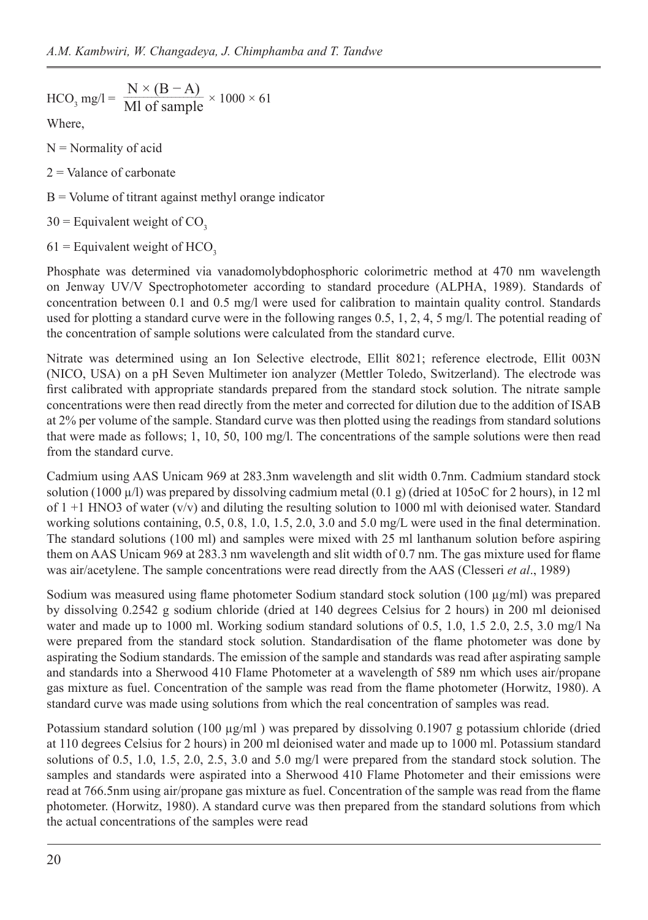$$HCO_3 \text{ mg/l} = \frac{N \times (B - A)}{\text{Ml of sample}} \times 1000 \times 61$$

Where,

N = Normality of acid

2 = Valance of carbonate

B = Volume of titrant against methyl orange indicator

30 = Equivalent weight of $CO_3$

61 = Equivalent weight of $HCO_3$

Phosphate was determined via vanadomolybdophosphoric colorimetric method at 470 nm wavelength on Jenway UV/V Spectrophotometer according to standard procedure (ALPHA, 1989). Standards of concentration between 0.1 and 0.5 mg/l were used for calibration to maintain quality control. Standards used for plotting a standard curve were in the following ranges 0.5, 1, 2, 4, 5 mg/l. The potential reading of the concentration of sample solutions were calculated from the standard curve.

Nitrate was determined using an Ion Selective electrode, Ellit 8021; reference electrode, Ellit 003N (NICO, USA) on a pH Seven Multimeter ion analyzer (Mettler Toledo, Switzerland). The electrode was first calibrated with appropriate standards prepared from the standard stock solution. The nitrate sample concentrations were then read directly from the meter and corrected for dilution due to the addition of ISAB at 2% per volume of the sample. Standard curve was then plotted using the readings from standard solutions that were made as follows; 1, 10, 50, 100 mg/l. The concentrations of the sample solutions were then read from the standard curve.

Cadmium using AAS Unicam 969 at 283.3nm wavelength and slit width 0.7nm. Cadmium standard stock solution (1000 µ/l) was prepared by dissolving cadmium metal (0.1 g) (dried at 105oC for 2 hours), in 12 ml of 1 +1 HNO3 of water (v/v) and diluting the resulting solution to 1000 ml with deionised water. Standard working solutions containing, 0.5, 0.8, 1.0, 1.5, 2.0, 3.0 and 5.0 mg/L were used in the final determination. The standard solutions (100 ml) and samples were mixed with 25 ml lanthanum solution before aspiring them on AAS Unicam 969 at 283.3 nm wavelength and slit width of 0.7 nm. The gas mixture used for flame was air/acetylene. The sample concentrations were read directly from the AAS (Clesseri *et al*., 1989)

Sodium was measured using flame photometer Sodium standard stock solution (100 µg/ml) was prepared by dissolving 0.2542 g sodium chloride (dried at 140 degrees Celsius for 2 hours) in 200 ml deionised water and made up to 1000 ml. Working sodium standard solutions of 0.5, 1.0, 1.5 2.0, 2.5, 3.0 mg/l Na were prepared from the standard stock solution. Standardisation of the flame photometer was done by aspirating the Sodium standards. The emission of the sample and standards was read after aspirating sample and standards into a Sherwood 410 Flame Photometer at a wavelength of 589 nm which uses air/propane gas mixture as fuel. Concentration of the sample was read from the flame photometer (Horwitz, 1980). A standard curve was made using solutions from which the real concentration of samples was read.

Potassium standard solution (100 µg/ml ) was prepared by dissolving 0.1907 g potassium chloride (dried at 110 degrees Celsius for 2 hours) in 200 ml deionised water and made up to 1000 ml. Potassium standard solutions of 0.5, 1.0, 1.5, 2.0, 2.5, 3.0 and 5.0 mg/l were prepared from the standard stock solution. The samples and standards were aspirated into a Sherwood 410 Flame Photometer and their emissions were read at 766.5nm using air/propane gas mixture as fuel. Concentration of the sample was read from the flame photometer. (Horwitz, 1980). A standard curve was then prepared from the standard solutions from which the actual concentrations of the samples were read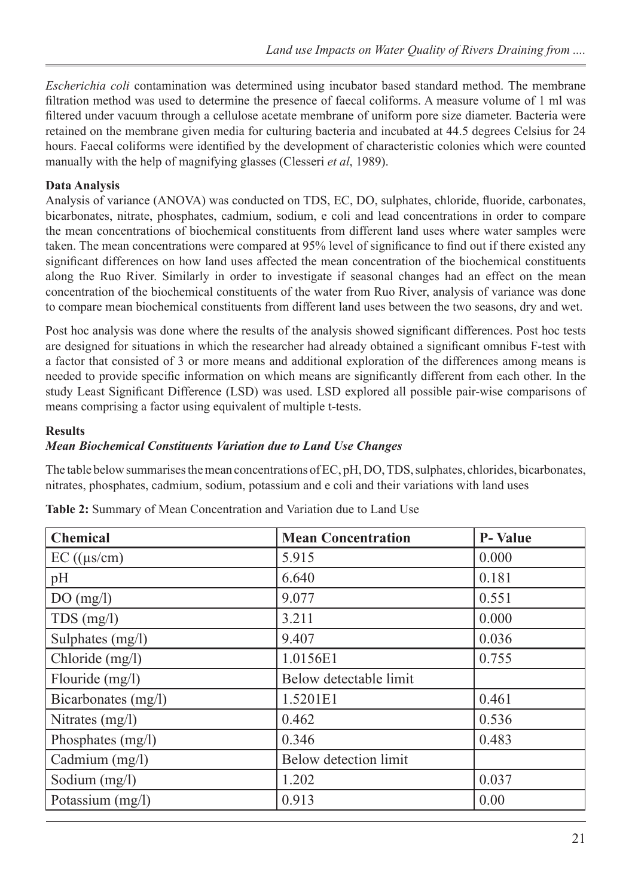*Escherichia coli* contamination was determined using incubator based standard method. The membrane filtration method was used to determine the presence of faecal coliforms. A measure volume of 1 ml was filtered under vacuum through a cellulose acetate membrane of uniform pore size diameter. Bacteria were retained on the membrane given media for culturing bacteria and incubated at 44.5 degrees Celsius for 24 hours. Faecal coliforms were identified by the development of characteristic colonies which were counted manually with the help of magnifying glasses (Clesseri *et al*, 1989).

**Data Analysis**

Analysis of variance (ANOVA) was conducted on TDS, EC, DO, sulphates, chloride, fluoride, carbonates, bicarbonates, nitrate, phosphates, cadmium, sodium, e coli and lead concentrations in order to compare the mean concentrations of biochemical constituents from different land uses where water samples were taken. The mean concentrations were compared at 95% level of significance to find out if there existed any significant differences on how land uses affected the mean concentration of the biochemical constituents along the Ruo River. Similarly in order to investigate if seasonal changes had an effect on the mean concentration of the biochemical constituents of the water from Ruo River, analysis of variance was done to compare mean biochemical constituents from different land uses between the two seasons, dry and wet.

Post hoc analysis was done where the results of the analysis showed significant differences. Post hoc tests are designed for situations in which the researcher had already obtained a significant omnibus F-test with a factor that consisted of 3 or more means and additional exploration of the differences among means is needed to provide specific information on which means are significantly different from each other. In the study Least Significant Difference (LSD) was used. LSD explored all possible pair-wise comparisons of means comprising a factor using equivalent of multiple t-tests.

**Results**

***Mean Biochemical Constituents Variation due to Land Use Changes***

The table below summarises the mean concentrations of EC, pH, DO, TDS, sulphates, chlorides, bicarbonates, nitrates, phosphates, cadmium, sodium, potassium and e coli and their variations with land uses

**Table 2:** Summary of Mean Concentration and Variation due to Land Use

| Chemical | Mean Concentration | P- Value |
|---|---|---|
| EC ((µs/cm) | 5.915 | 0.000 |
| pH | 6.640 | 0.181 |
| DO (mg/l) | 9.077 | 0.551 |
| TDS (mg/l) | 3.211 | 0.000 |
| Sulphates (mg/l) | 9.407 | 0.036 |
| Chloride (mg/l) | 1.0156E1 | 0.755 |
| Flouride (mg/l) | Below detectable limit | |
| Bicarbonates (mg/l) | 1.5201E1 | 0.461 |
| Nitrates (mg/l) | 0.462 | 0.536 |
| Phosphates (mg/l) | 0.346 | 0.483 |
| Cadmium (mg/l) | Below detection limit | |
| Sodium (mg/l) | 1.202 | 0.037 |
| Potassium (mg/l) | 0.913 | 0.00 |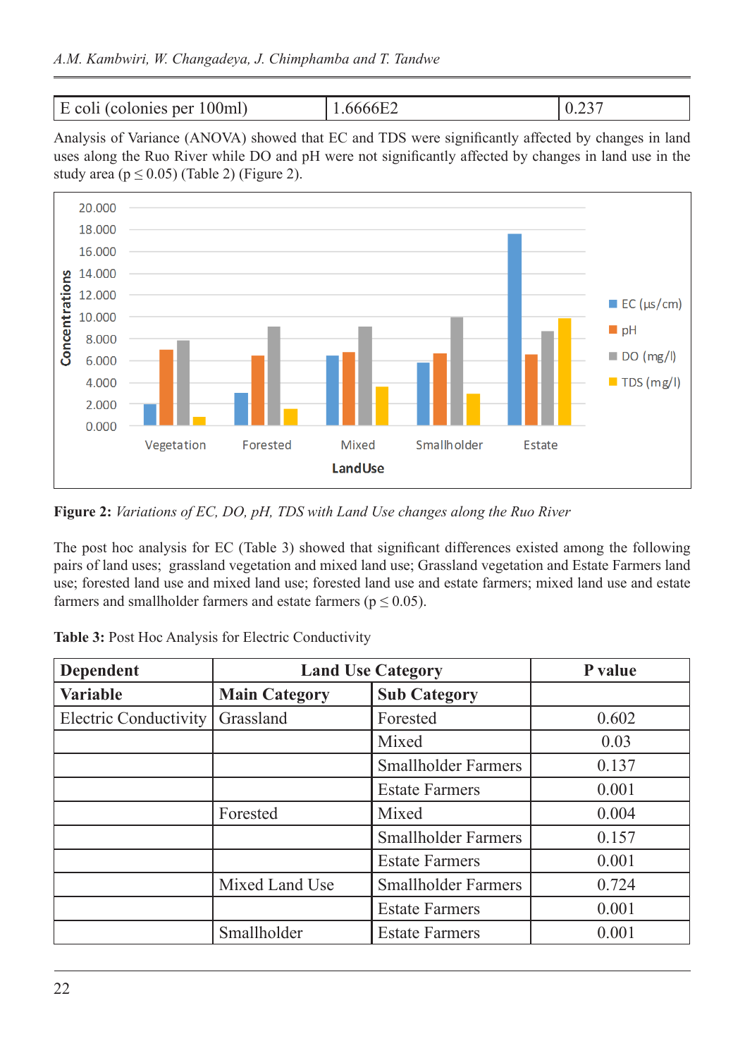| E coli (colonies per 100ml) | 1.6666E2 | 0.237 |
|---|---|---|

Analysis of Variance (ANOVA) showed that EC and TDS were significantly affected by changes in land uses along the Ruo River while DO and pH were not significantly affected by changes in land use in the study area ($p \leq 0.05$) (Table 2) (Figure 2).

**Figure 2:** *Variations of EC, DO, pH, TDS with Land Use changes along the Ruo River*

The post hoc analysis for EC (Table 3) showed that significant differences existed among the following pairs of land uses; grassland vegetation and mixed land use; Grassland vegetation and Estate Farmers land use; forested land use and mixed land use; forested land use and estate farmers; mixed land use and estate farmers and smallholder farmers and estate farmers ($p \leq 0.05$).

**Table 3:** Post Hoc Analysis for Electric Conductivity

| Dependent Variable | Land Use Category | | P value |
|---|---|---|---|
| | Main Category | Sub Category | |
| Electric Conductivity | Grassland | Forested | 0.602 |
| | | Mixed | 0.03 |
| | | Smallholder Farmers | 0.137 |
| | | Estate Farmers | 0.001 |
| | Forested | Mixed | 0.004 |
| | | Smallholder Farmers | 0.157 |
| | | Estate Farmers | 0.001 |
| | Mixed Land Use | Smallholder Farmers | 0.724 |
| | | Estate Farmers | 0.001 |
| | Smallholder | Estate Farmers | 0.001 |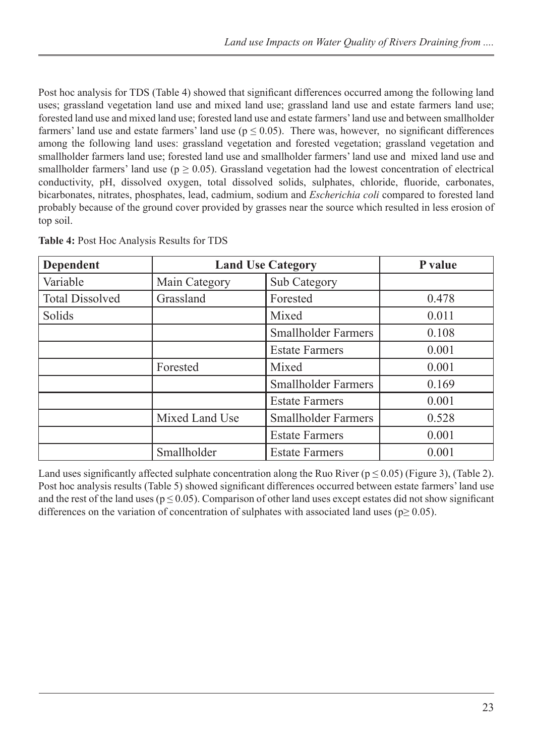Post hoc analysis for TDS (Table 4) showed that significant differences occurred among the following land uses; grassland vegetation land use and mixed land use; grassland land use and estate farmers land use; forested land use and mixed land use; forested land use and estate farmers' land use and between smallholder farmers' land use and estate farmers' land use ($p \leq 0.05$). There was, however, no significant differences among the following land uses: grassland vegetation and forested vegetation; grassland vegetation and smallholder farmers land use; forested land use and smallholder farmers' land use and mixed land use and smallholder farmers' land use ($p \geq 0.05$). Grassland vegetation had the lowest concentration of electrical conductivity, pH, dissolved oxygen, total dissolved solids, sulphates, chloride, fluoride, carbonates, bicarbonates, nitrates, phosphates, lead, cadmium, sodium and *Escherichia coli* compared to forested land probably because of the ground cover provided by grasses near the source which resulted in less erosion of top soil.

**Table 4:** Post Hoc Analysis Results for TDS

| **Dependent** | **Land Use Category** | | **P value** |
|---|---|---|---|
| Variable | Main Category | Sub Category | |
| Total Dissolved | Grassland | Forested | 0.478 |
| Solids | | Mixed | 0.011 |
| | | Smallholder Farmers | 0.108 |
| | | Estate Farmers | 0.001 |
| | Forested | Mixed | 0.001 |
| | | Smallholder Farmers | 0.169 |
| | | Estate Farmers | 0.001 |
| | Mixed Land Use | Smallholder Farmers | 0.528 |
| | | Estate Farmers | 0.001 |
| | Smallholder | Estate Farmers | 0.001 |

Land uses significantly affected sulphate concentration along the Ruo River ($p \leq 0.05$) (Figure 3), (Table 2). Post hoc analysis results (Table 5) showed significant differences occurred between estate farmers' land use and the rest of the land uses ($p \leq 0.05$). Comparison of other land uses except estates did not show significant differences on the variation of concentration of sulphates with associated land uses ($p \geq 0.05$).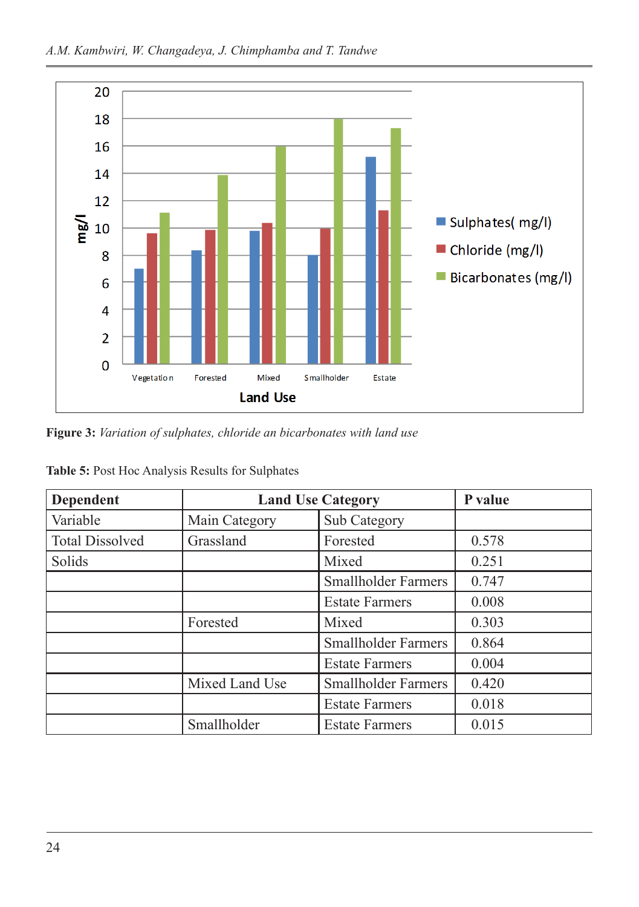**Figure 3:** *Variation of sulphates, chloride an bicarbonates with land use*

**Table 5:** Post Hoc Analysis Results for Sulphates

| **Dependent** | **Land Use Category** | | **P value** |
|---|---|---|---|
| Variable | Main Category | Sub Category | |
| Total Dissolved | Grassland | Forested | 0.578 |
| Solids | | Mixed | 0.251 |
| | | Smallholder Farmers | 0.747 |
| | | Estate Farmers | 0.008 |
| | Forested | Mixed | 0.303 |
| | | Smallholder Farmers | 0.864 |
| | | Estate Farmers | 0.004 |
| | Mixed Land Use | Smallholder Farmers | 0.420 |
| | | Estate Farmers | 0.018 |
| | Smallholder | Estate Farmers | 0.015 |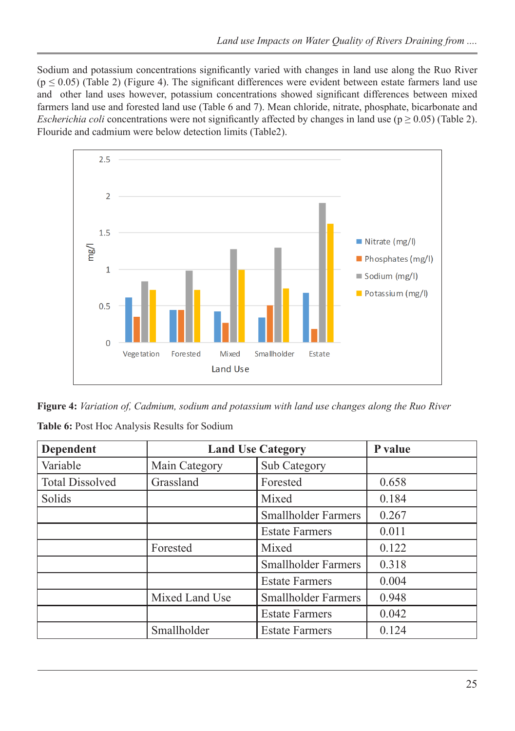Sodium and potassium concentrations significantly varied with changes in land use along the Ruo River ($p \leq 0.05$) (Table 2) (Figure 4). The significant differences were evident between estate farmers land use and other land uses however, potassium concentrations showed significant differences between mixed farmers land use and forested land use (Table 6 and 7). Mean chloride, nitrate, phosphate, bicarbonate and *Escherichia coli* concentrations were not significantly affected by changes in land use ($p \geq 0.05$) (Table 2). Flouride and cadmium were below detection limits (Table2).

**Figure 4:** *Variation of, Cadmium, sodium and potassium with land use changes along the Ruo River*

**Table 6:** Post Hoc Analysis Results for Sodium

| Dependent | Land Use Category | | P value |
|---|---|---|---|
| Variable | Main Category | Sub Category | |
| Total Dissolved | Grassland | Forested | 0.658 |
| Solids | | Mixed | 0.184 |
| | | Smallholder Farmers | 0.267 |
| | | Estate Farmers | 0.011 |
| | Forested | Mixed | 0.122 |
| | | Smallholder Farmers | 0.318 |
| | | Estate Farmers | 0.004 |
| | Mixed Land Use | Smallholder Farmers | 0.948 |
| | | Estate Farmers | 0.042 |
| | Smallholder | Estate Farmers | 0.124 |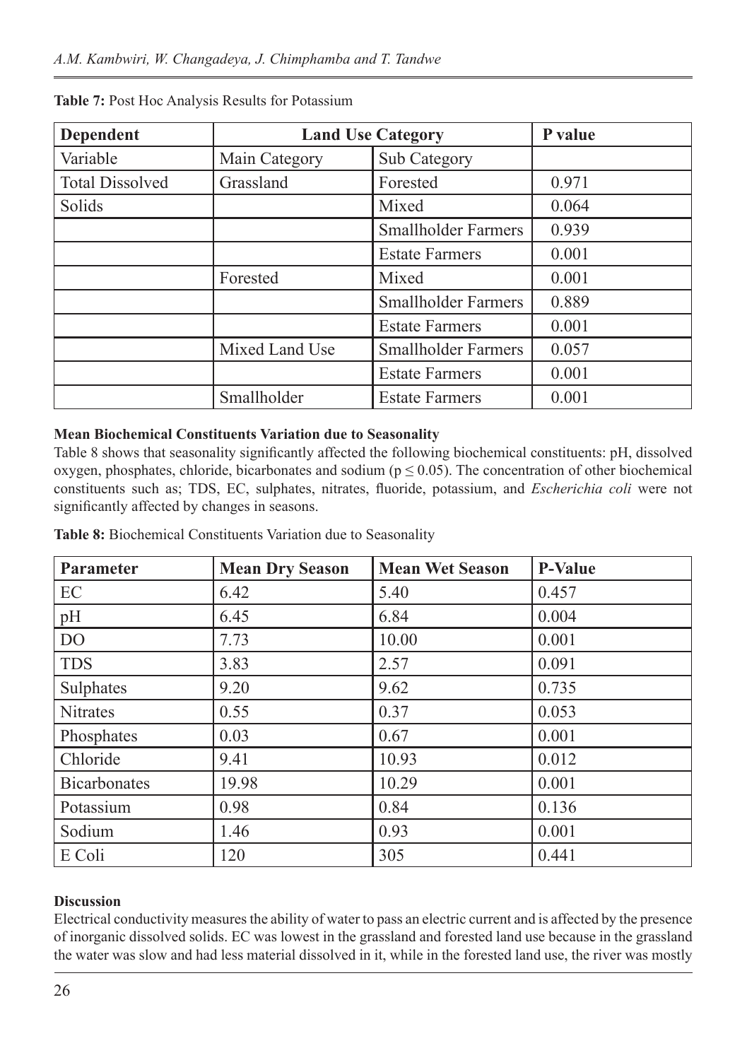**Table 7:** Post Hoc Analysis Results for Potassium

| Dependent | Land Use Category | | P value |
|---|---|---|---|
| Variable | Main Category | Sub Category | |
| Total Dissolved | Grassland | Forested | 0.971 |
| Solids | | Mixed | 0.064 |
| | | Smallholder Farmers | 0.939 |
| | | Estate Farmers | 0.001 |
| | Forested | Mixed | 0.001 |
| | | Smallholder Farmers | 0.889 |
| | | Estate Farmers | 0.001 |
| | Mixed Land Use | Smallholder Farmers | 0.057 |
| | | Estate Farmers | 0.001 |
| | Smallholder | Estate Farmers | 0.001 |

**Mean Biochemical Constituents Variation due to Seasonality**

Table 8 shows that seasonality significantly affected the following biochemical constituents: pH, dissolved oxygen, phosphates, chloride, bicarbonates and sodium ($p \leq 0.05$). The concentration of other biochemical constituents such as; TDS, EC, sulphates, nitrates, fluoride, potassium, and *Escherichia coli* were not significantly affected by changes in seasons.

**Table 8:** Biochemical Constituents Variation due to Seasonality

| Parameter | Mean Dry Season | Mean Wet Season | P-Value |
|---|---|---|---|
| EC | 6.42 | 5.40 | 0.457 |
| pH | 6.45 | 6.84 | 0.004 |
| DO | 7.73 | 10.00 | 0.001 |
| TDS | 3.83 | 2.57 | 0.091 |
| Sulphates | 9.20 | 9.62 | 0.735 |
| Nitrates | 0.55 | 0.37 | 0.053 |
| Phosphates | 0.03 | 0.67 | 0.001 |
| Chloride | 9.41 | 10.93 | 0.012 |
| Bicarbonates | 19.98 | 10.29 | 0.001 |
| Potassium | 0.98 | 0.84 | 0.136 |
| Sodium | 1.46 | 0.93 | 0.001 |
| E Coli | 120 | 305 | 0.441 |

**Discussion**

Electrical conductivity measures the ability of water to pass an electric current and is affected by the presence of inorganic dissolved solids. EC was lowest in the grassland and forested land use because in the grassland the water was slow and had less material dissolved in it, while in the forested land use, the river was mostly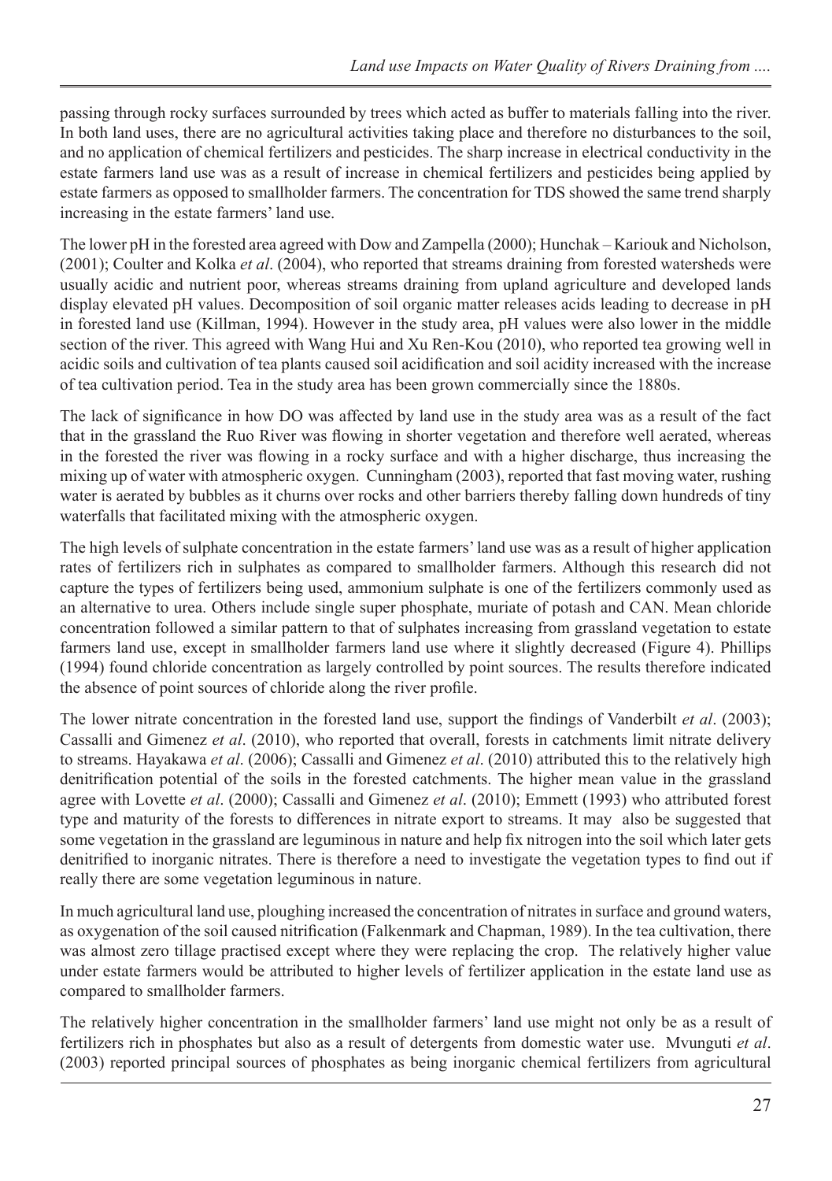passing through rocky surfaces surrounded by trees which acted as buffer to materials falling into the river. In both land uses, there are no agricultural activities taking place and therefore no disturbances to the soil, and no application of chemical fertilizers and pesticides. The sharp increase in electrical conductivity in the estate farmers land use was as a result of increase in chemical fertilizers and pesticides being applied by estate farmers as opposed to smallholder farmers. The concentration for TDS showed the same trend sharply increasing in the estate farmers' land use.

The lower pH in the forested area agreed with Dow and Zampella (2000); Hunchak – Kariouk and Nicholson, (2001); Coulter and Kolka *et al*. (2004), who reported that streams draining from forested watersheds were usually acidic and nutrient poor, whereas streams draining from upland agriculture and developed lands display elevated pH values. Decomposition of soil organic matter releases acids leading to decrease in pH in forested land use (Killman, 1994). However in the study area, pH values were also lower in the middle section of the river. This agreed with Wang Hui and Xu Ren-Kou (2010), who reported tea growing well in acidic soils and cultivation of tea plants caused soil acidification and soil acidity increased with the increase of tea cultivation period. Tea in the study area has been grown commercially since the 1880s.

The lack of significance in how DO was affected by land use in the study area was as a result of the fact that in the grassland the Ruo River was flowing in shorter vegetation and therefore well aerated, whereas in the forested the river was flowing in a rocky surface and with a higher discharge, thus increasing the mixing up of water with atmospheric oxygen. Cunningham (2003), reported that fast moving water, rushing water is aerated by bubbles as it churns over rocks and other barriers thereby falling down hundreds of tiny waterfalls that facilitated mixing with the atmospheric oxygen.

The high levels of sulphate concentration in the estate farmers' land use was as a result of higher application rates of fertilizers rich in sulphates as compared to smallholder farmers. Although this research did not capture the types of fertilizers being used, ammonium sulphate is one of the fertilizers commonly used as an alternative to urea. Others include single super phosphate, muriate of potash and CAN. Mean chloride concentration followed a similar pattern to that of sulphates increasing from grassland vegetation to estate farmers land use, except in smallholder farmers land use where it slightly decreased (Figure 4). Phillips (1994) found chloride concentration as largely controlled by point sources. The results therefore indicated the absence of point sources of chloride along the river profile.

The lower nitrate concentration in the forested land use, support the findings of Vanderbilt *et al*. (2003); Cassalli and Gimenez *et al*. (2010), who reported that overall, forests in catchments limit nitrate delivery to streams. Hayakawa *et al*. (2006); Cassalli and Gimenez *et al*. (2010) attributed this to the relatively high denitrification potential of the soils in the forested catchments. The higher mean value in the grassland agree with Lovette *et al*. (2000); Cassalli and Gimenez *et al*. (2010); Emmett (1993) who attributed forest type and maturity of the forests to differences in nitrate export to streams. It may also be suggested that some vegetation in the grassland are leguminous in nature and help fix nitrogen into the soil which later gets denitrified to inorganic nitrates. There is therefore a need to investigate the vegetation types to find out if really there are some vegetation leguminous in nature.

In much agricultural land use, ploughing increased the concentration of nitrates in surface and ground waters, as oxygenation of the soil caused nitrification (Falkenmark and Chapman, 1989). In the tea cultivation, there was almost zero tillage practised except where they were replacing the crop. The relatively higher value under estate farmers would be attributed to higher levels of fertilizer application in the estate land use as compared to smallholder farmers.

The relatively higher concentration in the smallholder farmers' land use might not only be as a result of fertilizers rich in phosphates but also as a result of detergents from domestic water use. Mvunguti *et al*. (2003) reported principal sources of phosphates as being inorganic chemical fertilizers from agricultural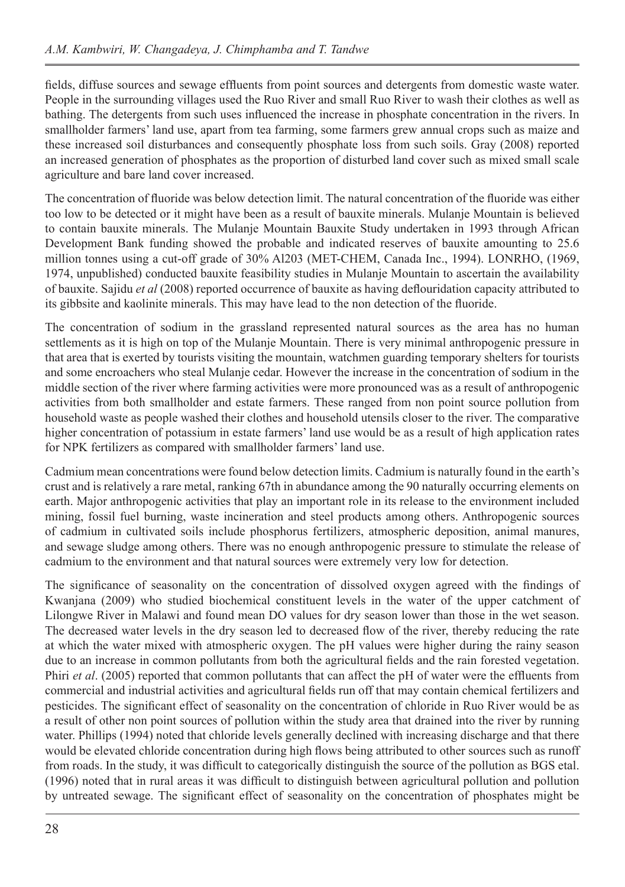fields, diffuse sources and sewage effluents from point sources and detergents from domestic waste water. People in the surrounding villages used the Ruo River and small Ruo River to wash their clothes as well as bathing. The detergents from such uses influenced the increase in phosphate concentration in the rivers. In smallholder farmers' land use, apart from tea farming, some farmers grew annual crops such as maize and these increased soil disturbances and consequently phosphate loss from such soils. Gray (2008) reported an increased generation of phosphates as the proportion of disturbed land cover such as mixed small scale agriculture and bare land cover increased.

The concentration of fluoride was below detection limit. The natural concentration of the fluoride was either too low to be detected or it might have been as a result of bauxite minerals. Mulanje Mountain is believed to contain bauxite minerals. The Mulanje Mountain Bauxite Study undertaken in 1993 through African Development Bank funding showed the probable and indicated reserves of bauxite amounting to 25.6 million tonnes using a cut-off grade of 30% Al203 (MET-CHEM, Canada Inc., 1994). LONRHO, (1969, 1974, unpublished) conducted bauxite feasibility studies in Mulanje Mountain to ascertain the availability of bauxite. Sajidu *et al* (2008) reported occurrence of bauxite as having deflouridation capacity attributed to its gibbsite and kaolinite minerals. This may have lead to the non detection of the fluoride.

The concentration of sodium in the grassland represented natural sources as the area has no human settlements as it is high on top of the Mulanje Mountain. There is very minimal anthropogenic pressure in that area that is exerted by tourists visiting the mountain, watchmen guarding temporary shelters for tourists and some encroachers who steal Mulanje cedar. However the increase in the concentration of sodium in the middle section of the river where farming activities were more pronounced was as a result of anthropogenic activities from both smallholder and estate farmers. These ranged from non point source pollution from household waste as people washed their clothes and household utensils closer to the river. The comparative higher concentration of potassium in estate farmers' land use would be as a result of high application rates for NPK fertilizers as compared with smallholder farmers' land use.

Cadmium mean concentrations were found below detection limits. Cadmium is naturally found in the earth's crust and is relatively a rare metal, ranking 67th in abundance among the 90 naturally occurring elements on earth. Major anthropogenic activities that play an important role in its release to the environment included mining, fossil fuel burning, waste incineration and steel products among others. Anthropogenic sources of cadmium in cultivated soils include phosphorus fertilizers, atmospheric deposition, animal manures, and sewage sludge among others. There was no enough anthropogenic pressure to stimulate the release of cadmium to the environment and that natural sources were extremely very low for detection.

The significance of seasonality on the concentration of dissolved oxygen agreed with the findings of Kwanjana (2009) who studied biochemical constituent levels in the water of the upper catchment of Lilongwe River in Malawi and found mean DO values for dry season lower than those in the wet season. The decreased water levels in the dry season led to decreased flow of the river, thereby reducing the rate at which the water mixed with atmospheric oxygen. The pH values were higher during the rainy season due to an increase in common pollutants from both the agricultural fields and the rain forested vegetation. Phiri *et al*. (2005) reported that common pollutants that can affect the pH of water were the effluents from commercial and industrial activities and agricultural fields run off that may contain chemical fertilizers and pesticides. The significant effect of seasonality on the concentration of chloride in Ruo River would be as a result of other non point sources of pollution within the study area that drained into the river by running water. Phillips (1994) noted that chloride levels generally declined with increasing discharge and that there would be elevated chloride concentration during high flows being attributed to other sources such as runoff from roads. In the study, it was difficult to categorically distinguish the source of the pollution as BGS etal. (1996) noted that in rural areas it was difficult to distinguish between agricultural pollution and pollution by untreated sewage. The significant effect of seasonality on the concentration of phosphates might be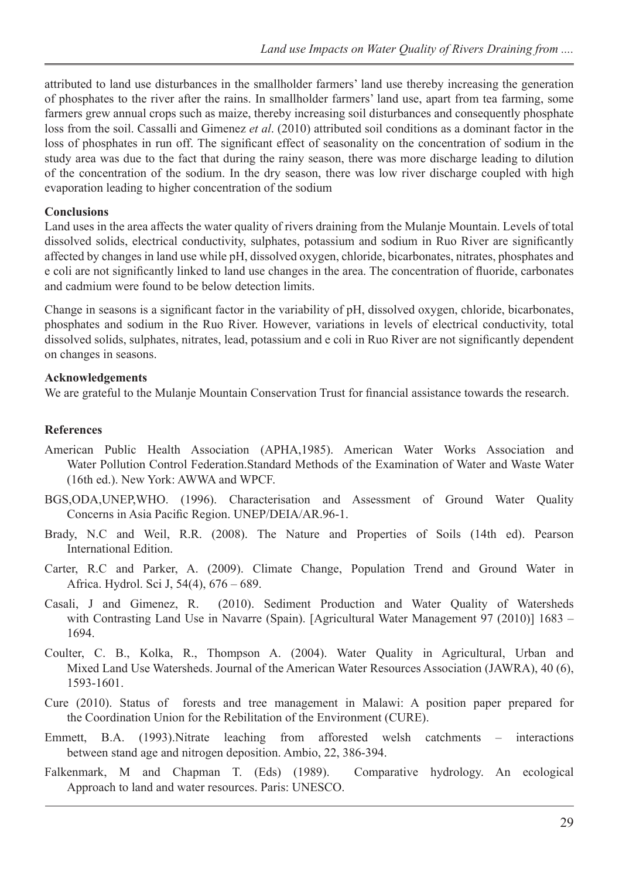attributed to land use disturbances in the smallholder farmers' land use thereby increasing the generation of phosphates to the river after the rains. In smallholder farmers' land use, apart from tea farming, some farmers grew annual crops such as maize, thereby increasing soil disturbances and consequently phosphate loss from the soil. Cassalli and Gimenez *et al*. (2010) attributed soil conditions as a dominant factor in the loss of phosphates in run off. The significant effect of seasonality on the concentration of sodium in the study area was due to the fact that during the rainy season, there was more discharge leading to dilution of the concentration of the sodium. In the dry season, there was low river discharge coupled with high evaporation leading to higher concentration of the sodium

## Conclusions

Land uses in the area affects the water quality of rivers draining from the Mulanje Mountain. Levels of total dissolved solids, electrical conductivity, sulphates, potassium and sodium in Ruo River are significantly affected by changes in land use while pH, dissolved oxygen, chloride, bicarbonates, nitrates, phosphates and e coli are not significantly linked to land use changes in the area. The concentration of fluoride, carbonates and cadmium were found to be below detection limits.

Change in seasons is a significant factor in the variability of pH, dissolved oxygen, chloride, bicarbonates, phosphates and sodium in the Ruo River. However, variations in levels of electrical conductivity, total dissolved solids, sulphates, nitrates, lead, potassium and e coli in Ruo River are not significantly dependent on changes in seasons.

## Acknowledgements

We are grateful to the Mulanje Mountain Conservation Trust for financial assistance towards the research.

## References

American Public Health Association (APHA,1985). American Water Works Association and Water Pollution Control Federation.Standard Methods of the Examination of Water and Waste Water (16th ed.). New York: AWWA and WPCF.

BGS,ODA,UNEP,WHO. (1996). Characterisation and Assessment of Ground Water Quality Concerns in Asia Pacific Region. UNEP/DEIA/AR.96-1.

Brady, N.C and Weil, R.R. (2008). The Nature and Properties of Soils (14th ed). Pearson International Edition.

Carter, R.C and Parker, A. (2009). Climate Change, Population Trend and Ground Water in Africa. Hydrol. Sci J, 54(4), 676 – 689.

Casali, J and Gimenez, R. (2010). Sediment Production and Water Quality of Watersheds with Contrasting Land Use in Navarre (Spain). [Agricultural Water Management 97 (2010)] 1683 – 1694.

Coulter, C. B., Kolka, R., Thompson A. (2004). Water Quality in Agricultural, Urban and Mixed Land Use Watersheds. Journal of the American Water Resources Association (JAWRA), 40 (6), 1593-1601.

Cure (2010). Status of forests and tree management in Malawi: A position paper prepared for the Coordination Union for the Rebilitation of the Environment (CURE).

Emmett, B.A. (1993).Nitrate leaching from afforested welsh catchments – interactions between stand age and nitrogen deposition. Ambio, 22, 386-394.

Falkenmark, M and Chapman T. (Eds) (1989). Comparative hydrology. An ecological Approach to land and water resources. Paris: UNESCO.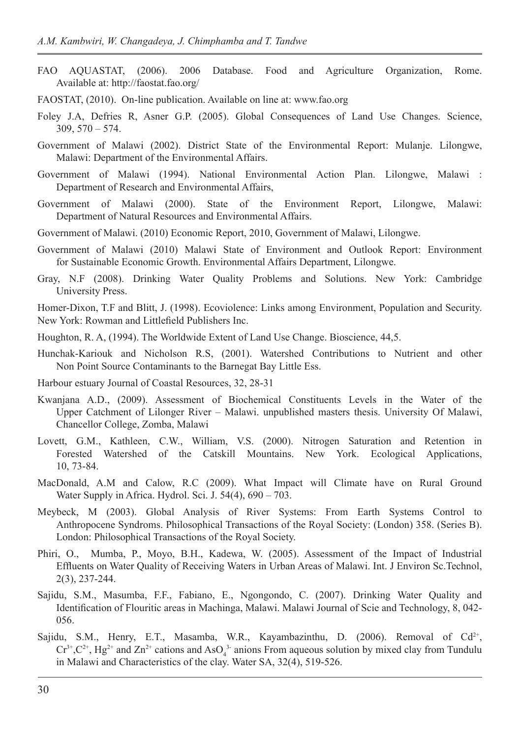FAO AQUASTAT, (2006). 2006 Database. Food and Agriculture Organization, Rome. Available at: http://faostat.fao.org/

FAOSTAT, (2010). On-line publication. Available on line at: www.fao.org

Foley J.A, Defries R, Asner G.P. (2005). Global Consequences of Land Use Changes. Science, 309, 570 – 574.

Government of Malawi (2002). District State of the Environmental Report: Mulanje. Lilongwe, Malawi: Department of the Environmental Affairs.

Government of Malawi (1994). National Environmental Action Plan. Lilongwe, Malawi : Department of Research and Environmental Affairs,

Government of Malawi (2000). State of the Environment Report, Lilongwe, Malawi: Department of Natural Resources and Environmental Affairs.

Government of Malawi. (2010) Economic Report, 2010, Government of Malawi, Lilongwe.

Government of Malawi (2010) Malawi State of Environment and Outlook Report: Environment for Sustainable Economic Growth. Environmental Affairs Department, Lilongwe.

Gray, N.F (2008). Drinking Water Quality Problems and Solutions. New York: Cambridge University Press.

Homer-Dixon, T.F and Blitt, J. (1998). Ecoviolence: Links among Environment, Population and Security. New York: Rowman and Littlefield Publishers Inc.

Houghton, R. A, (1994). The Worldwide Extent of Land Use Change. Bioscience, 44,5.

Hunchak-Kariouk and Nicholson R.S, (2001). Watershed Contributions to Nutrient and other Non Point Source Contaminants to the Barnegat Bay Little Ess.

Harbour estuary Journal of Coastal Resources, 32, 28-31

Kwanjana A.D., (2009). Assessment of Biochemical Constituents Levels in the Water of the Upper Catchment of Lilonger River – Malawi. unpublished masters thesis. University Of Malawi, Chancellor College, Zomba, Malawi

Lovett, G.M., Kathleen, C.W., William, V.S. (2000). Nitrogen Saturation and Retention in Forested Watershed of the Catskill Mountains. New York. Ecological Applications, 10, 73-84.

MacDonald, A.M and Calow, R.C (2009). What Impact will Climate have on Rural Ground Water Supply in Africa. Hydrol. Sci. J. 54(4), 690 – 703.

Meybeck, M (2003). Global Analysis of River Systems: From Earth Systems Control to Anthropocene Syndroms. Philosophical Transactions of the Royal Society: (London) 358. (Series B). London: Philosophical Transactions of the Royal Society.

Phiri, O., Mumba, P., Moyo, B.H., Kadewa, W. (2005). Assessment of the Impact of Industrial Effluents on Water Quality of Receiving Waters in Urban Areas of Malawi. Int. J Environ Sc.Technol, 2(3), 237-244.

Sajidu, S.M., Masumba, F.F., Fabiano, E., Ngongondo, C. (2007). Drinking Water Quality and Identification of Flouritic areas in Machinga, Malawi. Malawi Journal of Scie and Technology, 8, 042-056.

Sajidu, S.M., Henry, E.T., Masamba, W.R., Kayambazinthu, D. (2006). Removal of $Cd^{2+}$, $Cr^{3+}$, $C^{2+}$, $Hg^{2+}$ and $Zn^{2+}$ cations and $AsO_4^{3-}$ anions From aqueous solution by mixed clay from Tundulu in Malawi and Characteristics of the clay. Water SA, 32(4), 519-526.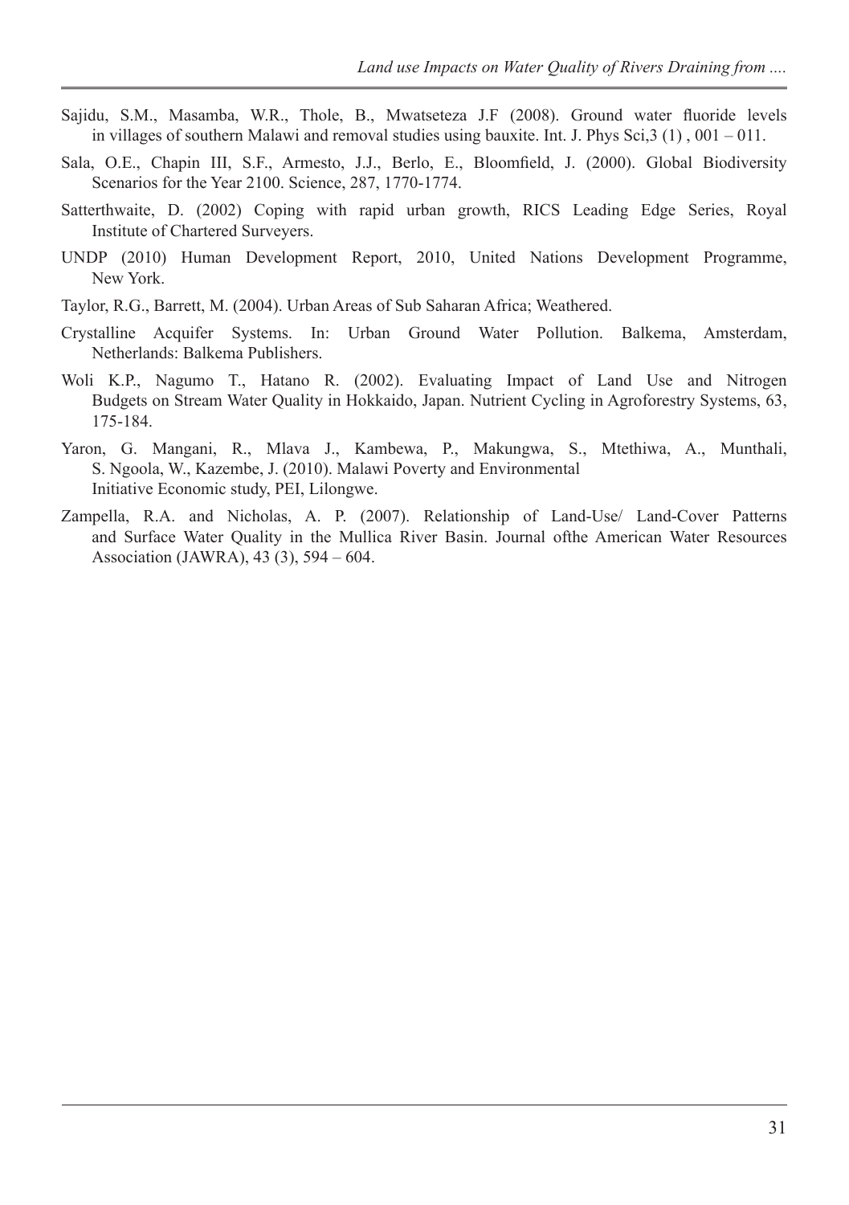Sajidu, S.M., Masamba, W.R., Thole, B., Mwatseteza J.F (2008). Ground water fluoride levels in villages of southern Malawi and removal studies using bauxite. Int. J. Phys Sci,3 (1) , 001 – 011.

Sala, O.E., Chapin III, S.F., Armesto, J.J., Berlo, E., Bloomfield, J. (2000). Global Biodiversity Scenarios for the Year 2100. Science, 287, 1770-1774.

Satterthwaite, D. (2002) Coping with rapid urban growth, RICS Leading Edge Series, Royal Institute of Chartered Surveyers.

UNDP (2010) Human Development Report, 2010, United Nations Development Programme, New York.

Taylor, R.G., Barrett, M. (2004). Urban Areas of Sub Saharan Africa; Weathered.

Crystalline Acquifer Systems. In: Urban Ground Water Pollution. Balkema, Amsterdam, Netherlands: Balkema Publishers.

Woli K.P., Nagumo T., Hatano R. (2002). Evaluating Impact of Land Use and Nitrogen Budgets on Stream Water Quality in Hokkaido, Japan. Nutrient Cycling in Agroforestry Systems, 63, 175-184.

Yaron, G. Mangani, R., Mlava J., Kambewa, P., Makungwa, S., Mtethiwa, A., Munthali, S. Ngoola, W., Kazembe, J. (2010). Malawi Poverty and Environmental Initiative Economic study, PEI, Lilongwe.

Zampella, R.A. and Nicholas, A. P. (2007). Relationship of Land-Use/ Land-Cover Patterns and Surface Water Quality in the Mullica River Basin. Journal ofthe American Water Resources Association (JAWRA), 43 (3), 594 – 604.